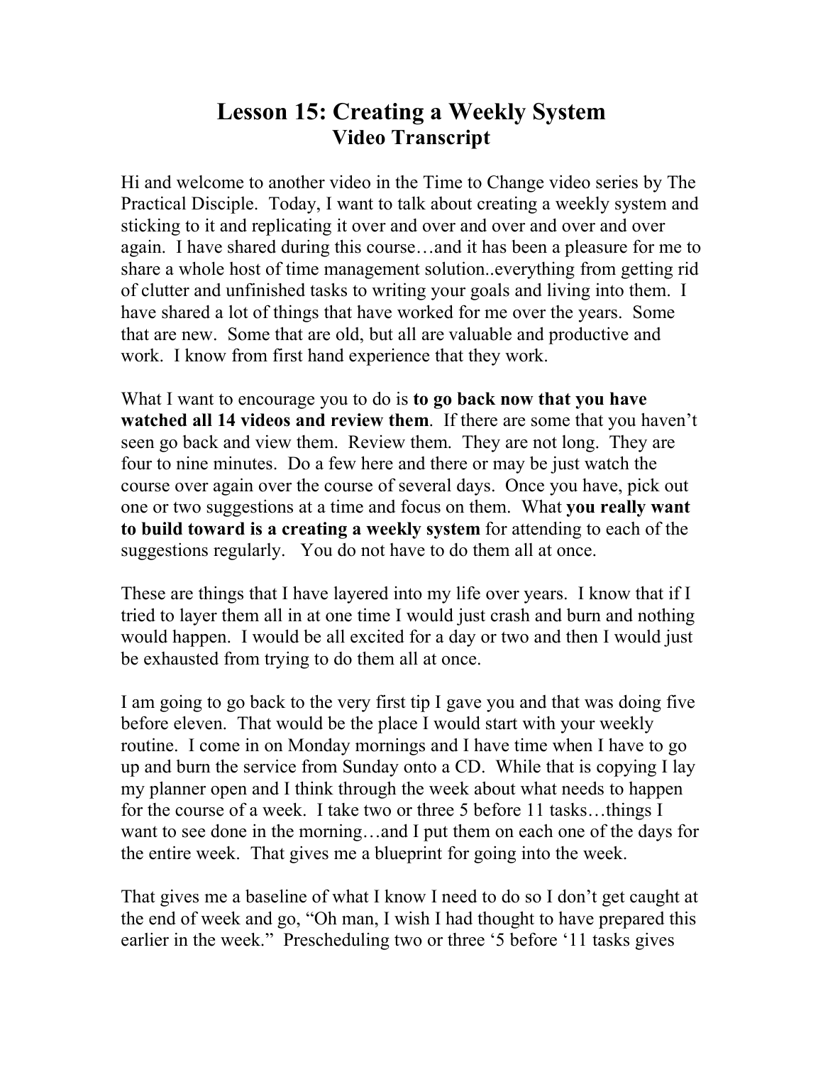# Lesson 15: Creating a Weekly System
## Video Transcript

Hi and welcome to another video in the Time to Change video series by The Practical Disciple. Today, I want to talk about creating a weekly system and sticking to it and replicating it over and over and over and over and over again. I have shared during this course…and it has been a pleasure for me to share a whole host of time management solution..everything from getting rid of clutter and unfinished tasks to writing your goals and living into them. I have shared a lot of things that have worked for me over the years. Some that are new. Some that are old, but all are valuable and productive and work. I know from first hand experience that they work.

What I want to encourage you to do is **to go back now that you have watched all 14 videos and review them**. If there are some that you haven't seen go back and view them. Review them. They are not long. They are four to nine minutes. Do a few here and there or may be just watch the course over again over the course of several days. Once you have, pick out one or two suggestions at a time and focus on them. What **you really want to build toward is a creating a weekly system** for attending to each of the suggestions regularly. You do not have to do them all at once.

These are things that I have layered into my life over years. I know that if I tried to layer them all in at one time I would just crash and burn and nothing would happen. I would be all excited for a day or two and then I would just be exhausted from trying to do them all at once.

I am going to go back to the very first tip I gave you and that was doing five before eleven. That would be the place I would start with your weekly routine. I come in on Monday mornings and I have time when I have to go up and burn the service from Sunday onto a CD. While that is copying I lay my planner open and I think through the week about what needs to happen for the course of a week. I take two or three 5 before 11 tasks…things I want to see done in the morning…and I put them on each one of the days for the entire week. That gives me a blueprint for going into the week.

That gives me a baseline of what I know I need to do so I don't get caught at the end of week and go, "Oh man, I wish I had thought to have prepared this earlier in the week." Prescheduling two or three '5 before '11 tasks gives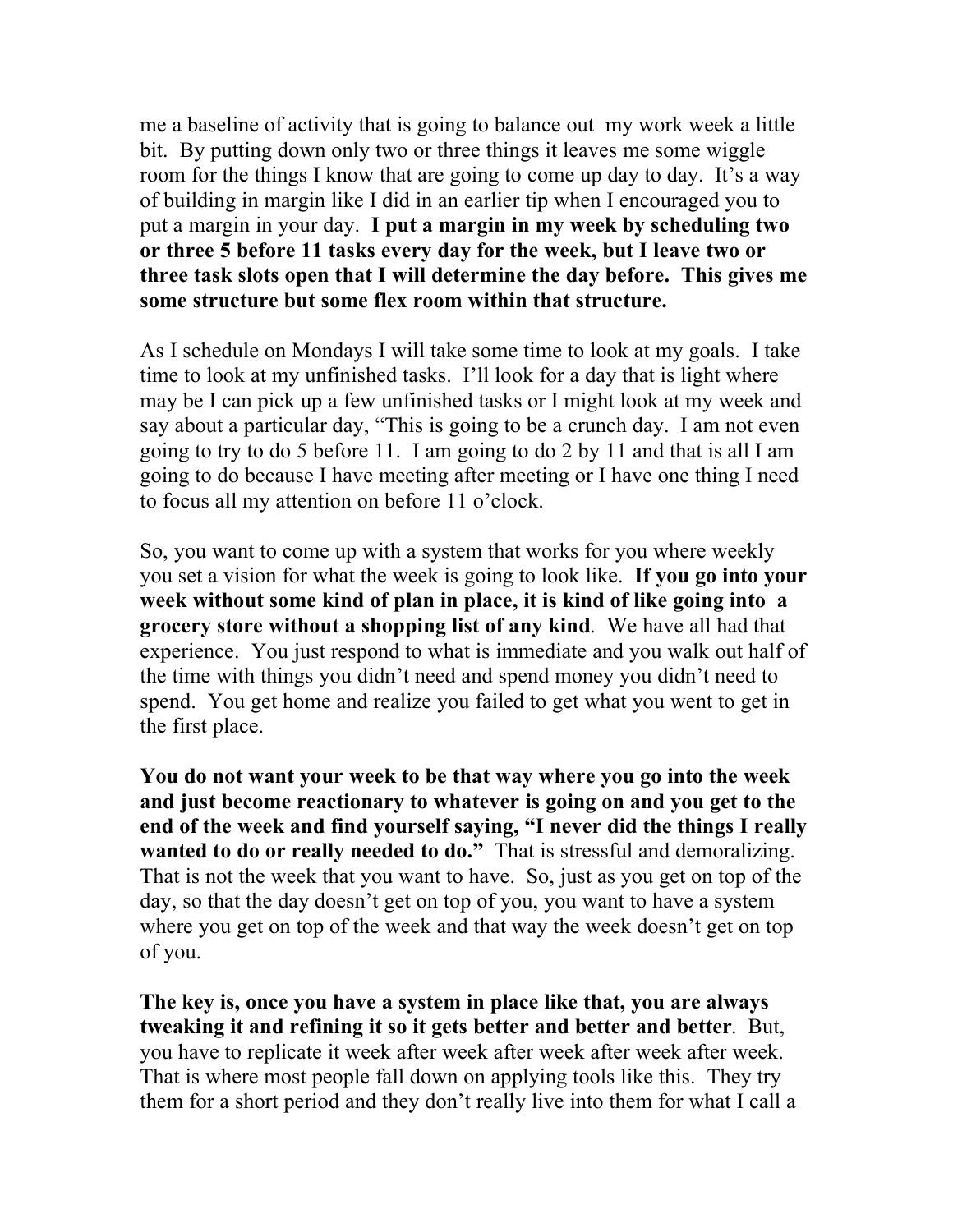me a baseline of activity that is going to balance out my work week a little bit. By putting down only two or three things it leaves me some wiggle room for the things I know that are going to come up day to day. It's a way of building in margin like I did in an earlier tip when I encouraged you to put a margin in your day. **I put a margin in my week by scheduling two or three 5 before 11 tasks every day for the week, but I leave two or three task slots open that I will determine the day before. This gives me some structure but some flex room within that structure.**

As I schedule on Mondays I will take some time to look at my goals. I take time to look at my unfinished tasks. I'll look for a day that is light where may be I can pick up a few unfinished tasks or I might look at my week and say about a particular day, "This is going to be a crunch day. I am not even going to try to do 5 before 11. I am going to do 2 by 11 and that is all I am going to do because I have meeting after meeting or I have one thing I need to focus all my attention on before 11 o'clock.

So, you want to come up with a system that works for you where weekly you set a vision for what the week is going to look like. **If you go into your week without some kind of plan in place, it is kind of like going into a grocery store without a shopping list of any kind**. We have all had that experience. You just respond to what is immediate and you walk out half of the time with things you didn't need and spend money you didn't need to spend. You get home and realize you failed to get what you went to get in the first place.

**You do not want your week to be that way where you go into the week and just become reactionary to whatever is going on and you get to the end of the week and find yourself saying, "I never did the things I really wanted to do or really needed to do."** That is stressful and demoralizing. That is not the week that you want to have. So, just as you get on top of the day, so that the day doesn't get on top of you, you want to have a system where you get on top of the week and that way the week doesn't get on top of you.

**The key is, once you have a system in place like that, you are always tweaking it and refining it so it gets better and better and better**. But, you have to replicate it week after week after week after week after week. That is where most people fall down on applying tools like this. They try them for a short period and they don't really live into them for what I call a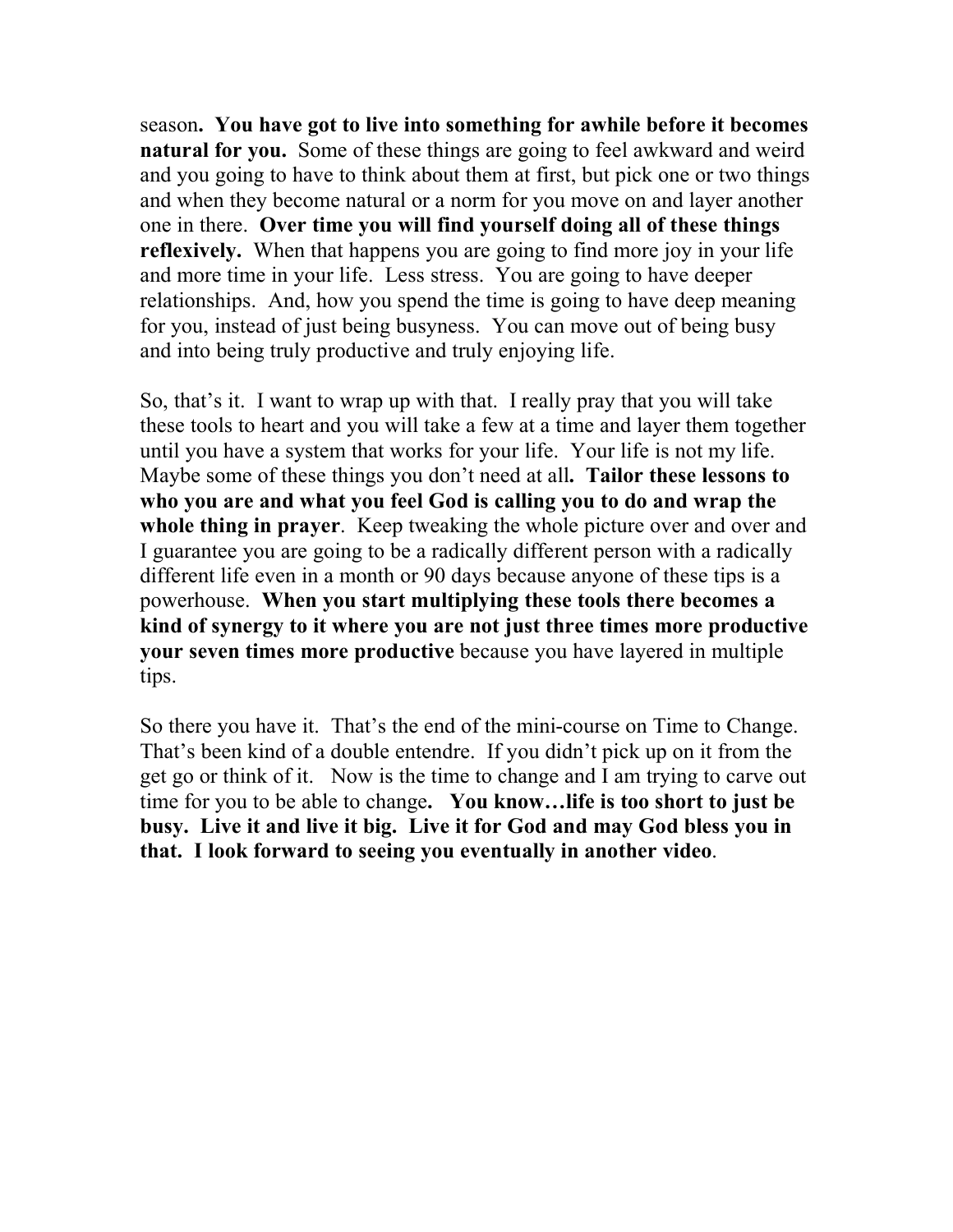season**. You have got to live into something for awhile before it becomes natural for you.** Some of these things are going to feel awkward and weird and you going to have to think about them at first, but pick one or two things and when they become natural or a norm for you move on and layer another one in there. **Over time you will find yourself doing all of these things reflexively.** When that happens you are going to find more joy in your life and more time in your life. Less stress. You are going to have deeper relationships. And, how you spend the time is going to have deep meaning for you, instead of just being busyness. You can move out of being busy and into being truly productive and truly enjoying life.

So, that's it. I want to wrap up with that. I really pray that you will take these tools to heart and you will take a few at a time and layer them together until you have a system that works for your life. Your life is not my life. Maybe some of these things you don't need at all**. Tailor these lessons to who you are and what you feel God is calling you to do and wrap the whole thing in prayer**. Keep tweaking the whole picture over and over and I guarantee you are going to be a radically different person with a radically different life even in a month or 90 days because anyone of these tips is a powerhouse. **When you start multiplying these tools there becomes a kind of synergy to it where you are not just three times more productive your seven times more productive** because you have layered in multiple tips.

So there you have it. That's the end of the mini-course on Time to Change. That's been kind of a double entendre. If you didn't pick up on it from the get go or think of it. Now is the time to change and I am trying to carve out time for you to be able to change**. You know…life is too short to just be busy. Live it and live it big. Live it for God and may God bless you in that. I look forward to seeing you eventually in another video**.